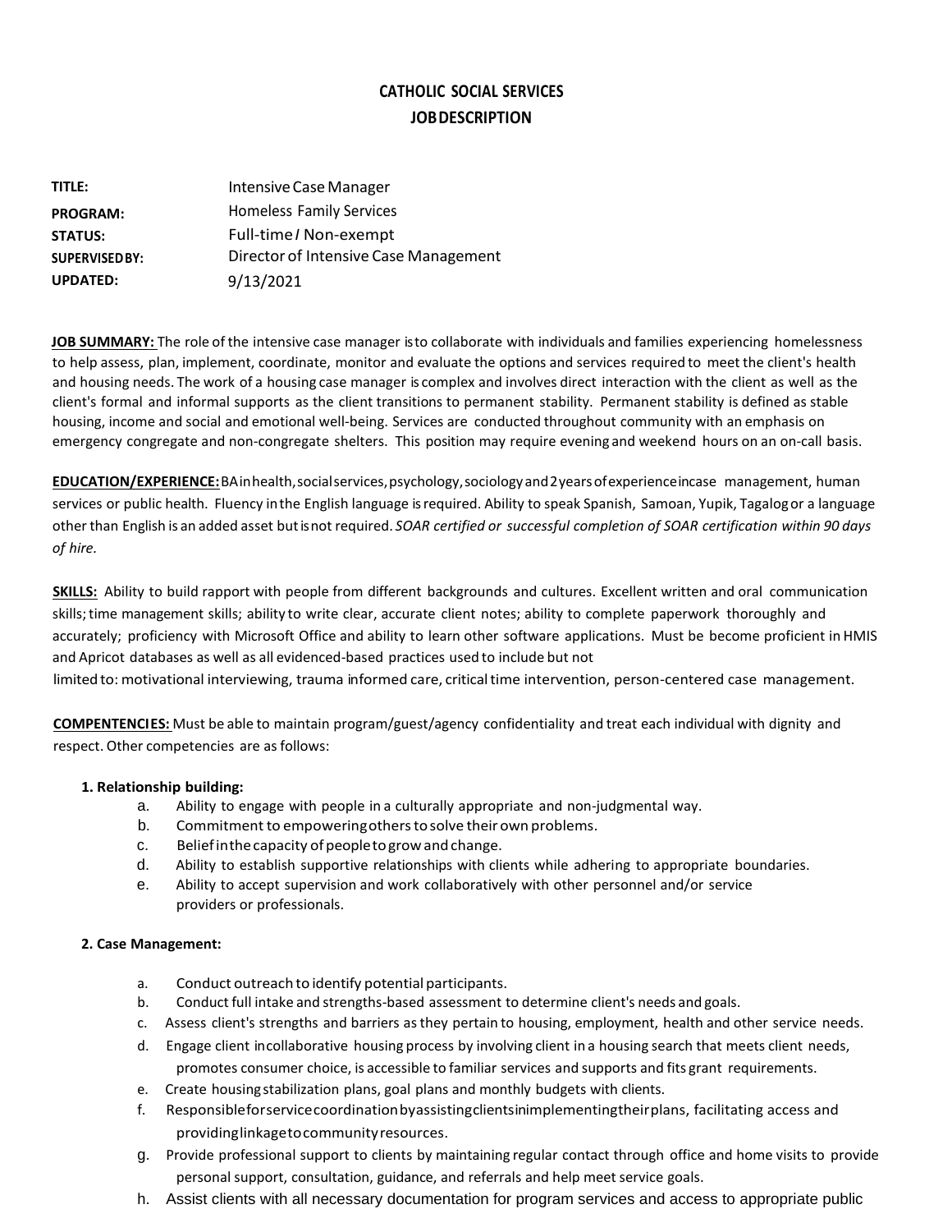# CATHOLIC SOCIAL SERVICES
## JOB DESCRIPTION

**TITLE:** Intensive Case Manager
**PROGRAM:** Homeless Family Services
**STATUS:** Full-time / Non-exempt
**SUPERVISED BY:** Director of Intensive Case Management
**UPDATED:** 9/13/2021

**JOB SUMMARY:** The role of the intensive case manager is to collaborate with individuals and families experiencing homelessness to help assess, plan, implement, coordinate, monitor and evaluate the options and services required to meet the client's health and housing needs. The work of a housing case manager is complex and involves direct interaction with the client as well as the client's formal and informal supports as the client transitions to permanent stability. Permanent stability is defined as stable housing, income and social and emotional well-being. Services are conducted throughout community with an emphasis on emergency congregate and non-congregate shelters. This position may require evening and weekend hours on an on-call basis.

**EDUCATION/EXPERIENCE:** BA in health, social services, psychology, sociology and 2 years of experience in case management, human services or public health. Fluency in the English language is required. Ability to speak Spanish, Samoan, Yupik, Tagalog or a language other than English is an added asset but is not required. *SOAR certified or successful completion of SOAR certification within 90 days of hire.*

**SKILLS:** Ability to build rapport with people from different backgrounds and cultures. Excellent written and oral communication skills; time management skills; ability to write clear, accurate client notes; ability to complete paperwork thoroughly and accurately; proficiency with Microsoft Office and ability to learn other software applications. Must be become proficient in HMIS and Apricot databases as well as all evidenced-based practices used to include but not limited to: motivational interviewing, trauma informed care, critical time intervention, person-centered case management.

**COMPENTENCIES:** Must be able to maintain program/guest/agency confidentiality and treat each individual with dignity and respect. Other competencies are as follows:

**1. Relationship building:**

a. Ability to engage with people in a culturally appropriate and non-judgmental way.
b. Commitment to empowering others to solve their own problems.
c. Belief in the capacity of people to grow and change.
d. Ability to establish supportive relationships with clients while adhering to appropriate boundaries.
e. Ability to accept supervision and work collaboratively with other personnel and/or service providers or professionals.

**2. Case Management:**

a. Conduct outreach to identify potential participants.
b. Conduct full intake and strengths-based assessment to determine client's needs and goals.
c. Assess client's strengths and barriers as they pertain to housing, employment, health and other service needs.
d. Engage client in collaborative housing process by involving client in a housing search that meets client needs, promotes consumer choice, is accessible to familiar services and supports and fits grant requirements.
e. Create housing stabilization plans, goal plans and monthly budgets with clients.
f. Responsible for service coordination by assisting clients in implementing their plans, facilitating access and providing linkage to community resources.
g. Provide professional support to clients by maintaining regular contact through office and home visits to provide personal support, consultation, guidance, and referrals and help meet service goals.
h. Assist clients with all necessary documentation for program services and access to appropriate public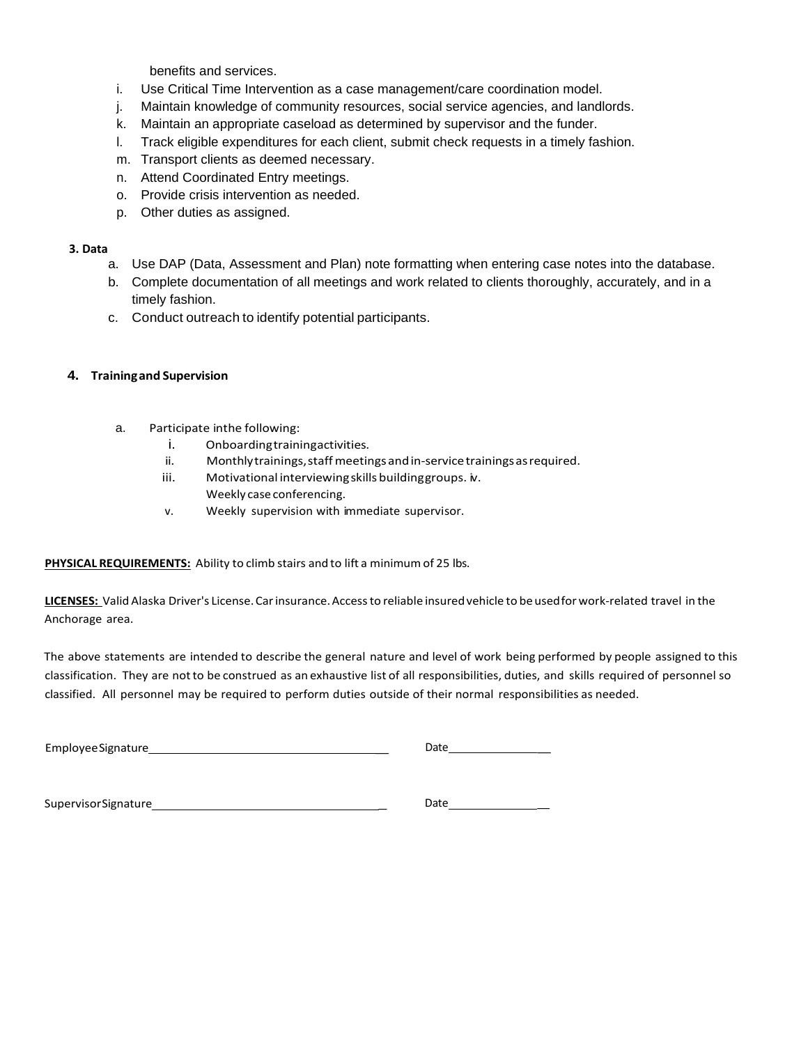benefits and services.

i. Use Critical Time Intervention as a case management/care coordination model.
j. Maintain knowledge of community resources, social service agencies, and landlords.
k. Maintain an appropriate caseload as determined by supervisor and the funder.
l. Track eligible expenditures for each client, submit check requests in a timely fashion.
m. Transport clients as deemed necessary.
n. Attend Coordinated Entry meetings.
o. Provide crisis intervention as needed.
p. Other duties as assigned.

**3. Data**

a. Use DAP (Data, Assessment and Plan) note formatting when entering case notes into the database.
b. Complete documentation of all meetings and work related to clients thoroughly, accurately, and in a timely fashion.
c. Conduct outreach to identify potential participants.

**4. Training and Supervision**

a. Participate in the following:
   i. Onboarding training activities.
   ii. Monthly trainings, staff meetings and in-service trainings as required.
   iii. Motivational interviewing skills building groups.
   iv. Weekly case conferencing.
   v. Weekly supervision with immediate supervisor.

**PHYSICAL REQUIREMENTS:** Ability to climb stairs and to lift a minimum of 25 lbs.

**LICENSES:** Valid Alaska Driver's License. Car insurance. Access to reliable insured vehicle to be used for work-related travel in the Anchorage area.

The above statements are intended to describe the general nature and level of work being performed by people assigned to this classification. They are not to be construed as an exhaustive list of all responsibilities, duties, and skills required of personnel so classified. All personnel may be required to perform duties outside of their normal responsibilities as needed.

Employee Signature_______________________________________ Date_________________

Supervisor Signature______________________________________ Date_________________